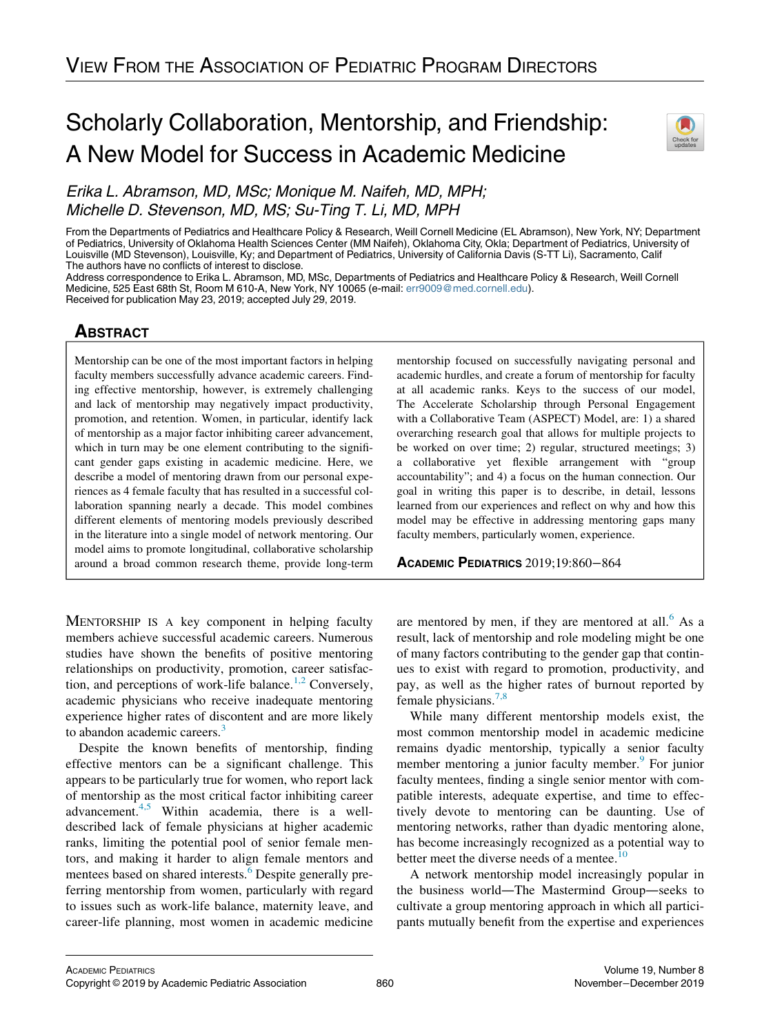View From the Association of Pediatric Program Directors

# Scholarly Collaboration, Mentorship, and Friendship: A New Model for Success in Academic Medicine

*Erika L. Abramson, MD, MSc; Monique M. Naifeh, MD, MPH; Michelle D. Stevenson, MD, MS; Su-Ting T. Li, MD, MPH*

From the Departments of Pediatrics and Healthcare Policy & Research, Weill Cornell Medicine (EL Abramson), New York, NY; Department of Pediatrics, University of Oklahoma Health Sciences Center (MM Naifeh), Oklahoma City, Okla; Department of Pediatrics, University of Louisville (MD Stevenson), Louisville, Ky; and Department of Pediatrics, University of California Davis (S-TT Li), Sacramento, Calif

The authors have no conflicts of interest to disclose.

Address correspondence to Erika L. Abramson, MD, MSc, Departments of Pediatrics and Healthcare Policy & Research, Weill Cornell Medicine, 525 East 68th St, Room M 610-A, New York, NY 10065 (e-mail: err9009@med.cornell.edu).

Received for publication May 23, 2019; accepted July 29, 2019.

## Abstract

Mentorship can be one of the most important factors in helping faculty members successfully advance academic careers. Finding effective mentorship, however, is extremely challenging and lack of mentorship may negatively impact productivity, promotion, and retention. Women, in particular, identify lack of mentorship as a major factor inhibiting career advancement, which in turn may be one element contributing to the significant gender gaps existing in academic medicine. Here, we describe a model of mentoring drawn from our personal experiences as 4 female faculty that has resulted in a successful collaboration spanning nearly a decade. This model combines different elements of mentoring models previously described in the literature into a single model of network mentoring. Our model aims to promote longitudinal, collaborative scholarship around a broad common research theme, provide long-term mentorship focused on successfully navigating personal and academic hurdles, and create a forum of mentorship for faculty at all academic ranks. Keys to the success of our model, The Accelerate Scholarship through Personal Engagement with a Collaborative Team (ASPECT) Model, are: 1) a shared overarching research goal that allows for multiple projects to be worked on over time; 2) regular, structured meetings; 3) a collaborative yet flexible arrangement with "group accountability"; and 4) a focus on the human connection. Our goal in writing this paper is to describe, in detail, lessons learned from our experiences and reflect on why and how this model may be effective in addressing mentoring gaps many faculty members, particularly women, experience.

Academic Pediatrics 2019;19:860−864

Mentorship is a key component in helping faculty members achieve successful academic careers. Numerous studies have shown the benefits of positive mentoring relationships on productivity, promotion, career satisfaction, and perceptions of work-life balance.[1,2] Conversely, academic physicians who receive inadequate mentoring experience higher rates of discontent and are more likely to abandon academic careers.[3]

Despite the known benefits of mentorship, finding effective mentors can be a significant challenge. This appears to be particularly true for women, who report lack of mentorship as the most critical factor inhibiting career advancement.[4,5] Within academia, there is a well-described lack of female physicians at higher academic ranks, limiting the potential pool of senior female mentors, and making it harder to align female mentors and mentees based on shared interests.[6] Despite generally preferring mentorship from women, particularly with regard to issues such as work-life balance, maternity leave, and career-life planning, most women in academic medicine are mentored by men, if they are mentored at all.[6] As a result, lack of mentorship and role modeling might be one of many factors contributing to the gender gap that continues to exist with regard to promotion, productivity, and pay, as well as the higher rates of burnout reported by female physicians.[7,8]

While many different mentorship models exist, the most common mentorship model in academic medicine remains dyadic mentorship, typically a senior faculty member mentoring a junior faculty member.[9] For junior faculty mentees, finding a single senior mentor with compatible interests, adequate expertise, and time to effectively devote to mentoring can be daunting. Use of mentoring networks, rather than dyadic mentoring alone, has become increasingly recognized as a potential way to better meet the diverse needs of a mentee.[10]

A network mentorship model increasingly popular in the business world—The Mastermind Group—seeks to cultivate a group mentoring approach in which all participants mutually benefit from the expertise and experiences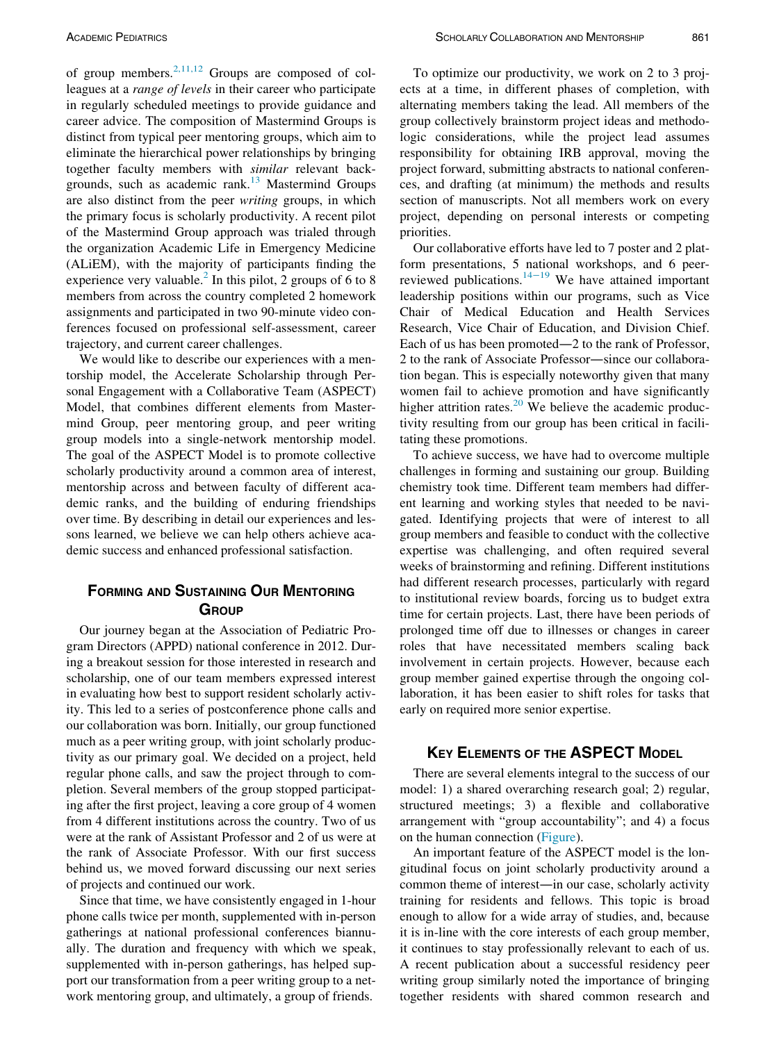of group members.[2,11,12] Groups are composed of colleagues at a *range of levels* in their career who participate in regularly scheduled meetings to provide guidance and career advice. The composition of Mastermind Groups is distinct from typical peer mentoring groups, which aim to eliminate the hierarchical power relationships by bringing together faculty members with *similar* relevant backgrounds, such as academic rank.[13] Mastermind Groups are also distinct from the peer *writing* groups, in which the primary focus is scholarly productivity. A recent pilot of the Mastermind Group approach was trialed through the organization Academic Life in Emergency Medicine (ALiEM), with the majority of participants finding the experience very valuable.[2] In this pilot, 2 groups of 6 to 8 members from across the country completed 2 homework assignments and participated in two 90-minute video conferences focused on professional self-assessment, career trajectory, and current career challenges.

We would like to describe our experiences with a mentorship model, the Accelerate Scholarship through Personal Engagement with a Collaborative Team (ASPECT) Model, that combines different elements from Mastermind Group, peer mentoring group, and peer writing group models into a single-network mentorship model. The goal of the ASPECT Model is to promote collective scholarly productivity around a common area of interest, mentorship across and between faculty of different academic ranks, and the building of enduring friendships over time. By describing in detail our experiences and lessons learned, we believe we can help others achieve academic success and enhanced professional satisfaction.

## Forming and Sustaining Our Mentoring Group

Our journey began at the Association of Pediatric Program Directors (APPD) national conference in 2012. During a breakout session for those interested in research and scholarship, one of our team members expressed interest in evaluating how best to support resident scholarly activity. This led to a series of postconference phone calls and our collaboration was born. Initially, our group functioned much as a peer writing group, with joint scholarly productivity as our primary goal. We decided on a project, held regular phone calls, and saw the project through to completion. Several members of the group stopped participating after the first project, leaving a core group of 4 women from 4 different institutions across the country. Two of us were at the rank of Assistant Professor and 2 of us were at the rank of Associate Professor. With our first success behind us, we moved forward discussing our next series of projects and continued our work.

Since that time, we have consistently engaged in 1-hour phone calls twice per month, supplemented with in-person gatherings at national professional conferences biannually. The duration and frequency with which we speak, supplemented with in-person gatherings, has helped support our transformation from a peer writing group to a network mentoring group, and ultimately, a group of friends.

To optimize our productivity, we work on 2 to 3 projects at a time, in different phases of completion, with alternating members taking the lead. All members of the group collectively brainstorm project ideas and methodologic considerations, while the project lead assumes responsibility for obtaining IRB approval, moving the project forward, submitting abstracts to national conferences, and drafting (at minimum) the methods and results section of manuscripts. Not all members work on every project, depending on personal interests or competing priorities.

Our collaborative efforts have led to 7 poster and 2 platform presentations, 5 national workshops, and 6 peer-reviewed publications.[14−19] We have attained important leadership positions within our programs, such as Vice Chair of Medical Education and Health Services Research, Vice Chair of Education, and Division Chief. Each of us has been promoted—2 to the rank of Professor, 2 to the rank of Associate Professor—since our collaboration began. This is especially noteworthy given that many women fail to achieve promotion and have significantly higher attrition rates.[20] We believe the academic productivity resulting from our group has been critical in facilitating these promotions.

To achieve success, we have had to overcome multiple challenges in forming and sustaining our group. Building chemistry took time. Different team members had different learning and working styles that needed to be navigated. Identifying projects that were of interest to all group members and feasible to conduct with the collective expertise was challenging, and often required several weeks of brainstorming and refining. Different institutions had different research processes, particularly with regard to institutional review boards, forcing us to budget extra time for certain projects. Last, there have been periods of prolonged time off due to illnesses or changes in career roles that have necessitated members scaling back involvement in certain projects. However, because each group member gained expertise through the ongoing collaboration, it has been easier to shift roles for tasks that early on required more senior expertise.

## Key Elements of the ASPECT Model

There are several elements integral to the success of our model: 1) a shared overarching research goal; 2) regular, structured meetings; 3) a flexible and collaborative arrangement with "group accountability"; and 4) a focus on the human connection (Figure).

An important feature of the ASPECT model is the longitudinal focus on joint scholarly productivity around a common theme of interest—in our case, scholarly activity training for residents and fellows. This topic is broad enough to allow for a wide array of studies, and, because it is in-line with the core interests of each group member, it continues to stay professionally relevant to each of us. A recent publication about a successful residency peer writing group similarly noted the importance of bringing together residents with shared common research and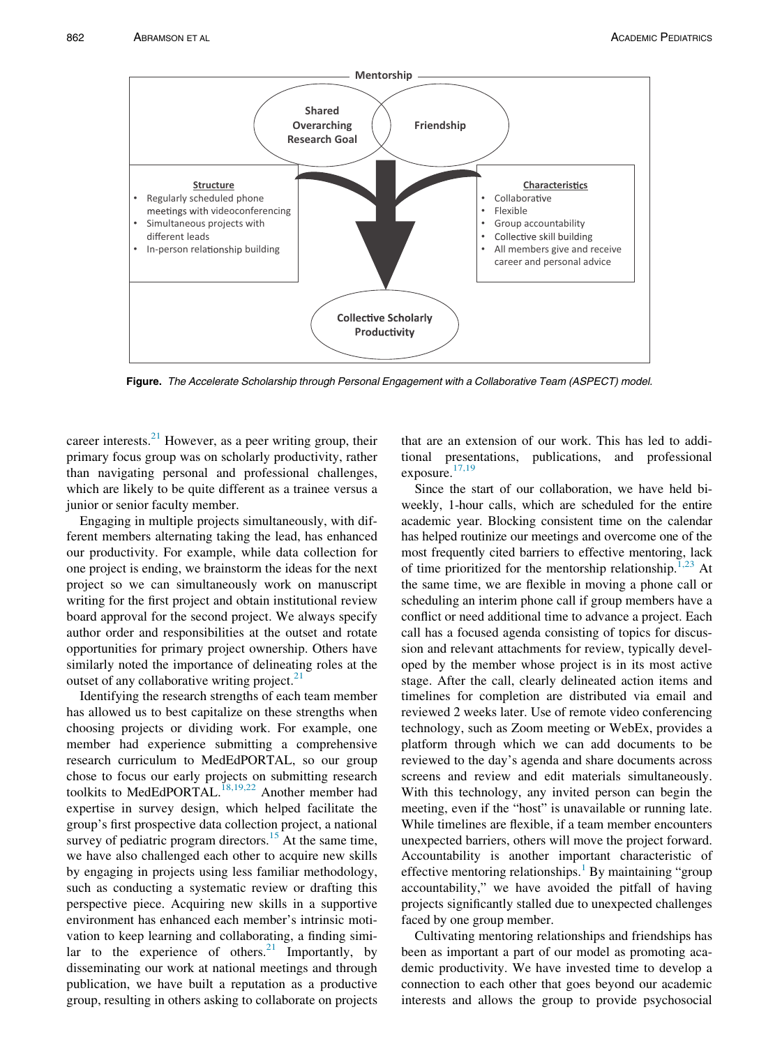**Figure.** *The Accelerate Scholarship through Personal Engagement with a Collaborative Team (ASPECT) model.*

career interests.[21] However, as a peer writing group, their primary focus group was on scholarly productivity, rather than navigating personal and professional challenges, which are likely to be quite different as a trainee versus a junior or senior faculty member.

Engaging in multiple projects simultaneously, with different members alternating taking the lead, has enhanced our productivity. For example, while data collection for one project is ending, we brainstorm the ideas for the next project so we can simultaneously work on manuscript writing for the first project and obtain institutional review board approval for the second project. We always specify author order and responsibilities at the outset and rotate opportunities for primary project ownership. Others have similarly noted the importance of delineating roles at the outset of any collaborative writing project.[21]

Identifying the research strengths of each team member has allowed us to best capitalize on these strengths when choosing projects or dividing work. For example, one member had experience submitting a comprehensive research curriculum to MedEdPORTAL, so our group chose to focus our early projects on submitting research toolkits to MedEdPORTAL.[18,19,22] Another member had expertise in survey design, which helped facilitate the group's first prospective data collection project, a national survey of pediatric program directors.[15] At the same time, we have also challenged each other to acquire new skills by engaging in projects using less familiar methodology, such as conducting a systematic review or drafting this perspective piece. Acquiring new skills in a supportive environment has enhanced each member's intrinsic motivation to keep learning and collaborating, a finding similar to the experience of others.[21] Importantly, by disseminating our work at national meetings and through publication, we have built a reputation as a productive group, resulting in others asking to collaborate on projects that are an extension of our work. This has led to additional presentations, publications, and professional exposure.[17,19]

Since the start of our collaboration, we have held biweekly, 1-hour calls, which are scheduled for the entire academic year. Blocking consistent time on the calendar has helped routinize our meetings and overcome one of the most frequently cited barriers to effective mentoring, lack of time prioritized for the mentorship relationship.[1,23] At the same time, we are flexible in moving a phone call or scheduling an interim phone call if group members have a conflict or need additional time to advance a project. Each call has a focused agenda consisting of topics for discussion and relevant attachments for review, typically developed by the member whose project is in its most active stage. After the call, clearly delineated action items and timelines for completion are distributed via email and reviewed 2 weeks later. Use of remote video conferencing technology, such as Zoom meeting or WebEx, provides a platform through which we can add documents to be reviewed to the day's agenda and share documents across screens and review and edit materials simultaneously. With this technology, any invited person can begin the meeting, even if the "host" is unavailable or running late. While timelines are flexible, if a team member encounters unexpected barriers, others will move the project forward. Accountability is another important characteristic of effective mentoring relationships.[1] By maintaining "group accountability," we have avoided the pitfall of having projects significantly stalled due to unexpected challenges faced by one group member.

Cultivating mentoring relationships and friendships has been as important a part of our model as promoting academic productivity. We have invested time to develop a connection to each other that goes beyond our academic interests and allows the group to provide psychosocial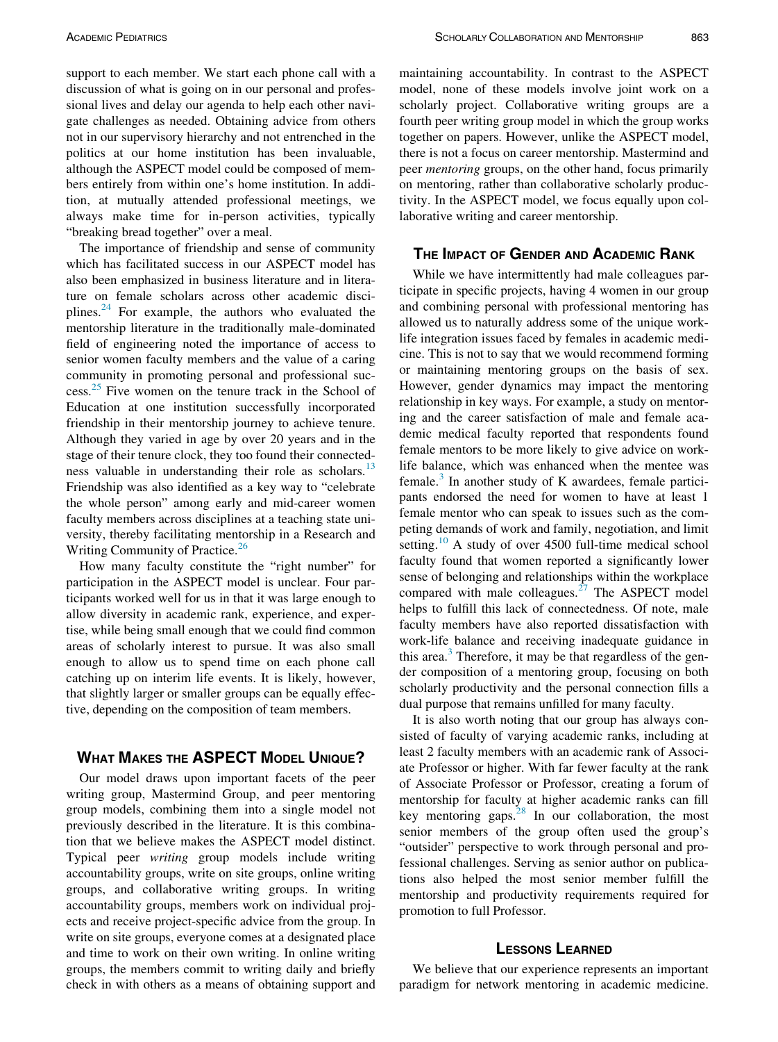support to each member. We start each phone call with a discussion of what is going on in our personal and professional lives and delay our agenda to help each other navigate challenges as needed. Obtaining advice from others not in our supervisory hierarchy and not entrenched in the politics at our home institution has been invaluable, although the ASPECT model could be composed of members entirely from within one's home institution. In addition, at mutually attended professional meetings, we always make time for in-person activities, typically "breaking bread together" over a meal.

The importance of friendship and sense of community which has facilitated success in our ASPECT model has also been emphasized in business literature and in literature on female scholars across other academic disciplines.[24] For example, the authors who evaluated the mentorship literature in the traditionally male-dominated field of engineering noted the importance of access to senior women faculty members and the value of a caring community in promoting personal and professional success.[25] Five women on the tenure track in the School of Education at one institution successfully incorporated friendship in their mentorship journey to achieve tenure. Although they varied in age by over 20 years and in the stage of their tenure clock, they too found their connectedness valuable in understanding their role as scholars.[13] Friendship was also identified as a key way to "celebrate the whole person" among early and mid-career women faculty members across disciplines at a teaching state university, thereby facilitating mentorship in a Research and Writing Community of Practice.[26]

How many faculty constitute the "right number" for participation in the ASPECT model is unclear. Four participants worked well for us in that it was large enough to allow diversity in academic rank, experience, and expertise, while being small enough that we could find common areas of scholarly interest to pursue. It was also small enough to allow us to spend time on each phone call catching up on interim life events. It is likely, however, that slightly larger or smaller groups can be equally effective, depending on the composition of team members.

## What Makes the ASPECT Model Unique?

Our model draws upon important facets of the peer writing group, Mastermind Group, and peer mentoring group models, combining them into a single model not previously described in the literature. It is this combination that we believe makes the ASPECT model distinct. Typical peer *writing* group models include writing accountability groups, write on site groups, online writing groups, and collaborative writing groups. In writing accountability groups, members work on individual projects and receive project-specific advice from the group. In write on site groups, everyone comes at a designated place and time to work on their own writing. In online writing groups, the members commit to writing daily and briefly check in with others as a means of obtaining support and maintaining accountability. In contrast to the ASPECT model, none of these models involve joint work on a scholarly project. Collaborative writing groups are a fourth peer writing group model in which the group works together on papers. However, unlike the ASPECT model, there is not a focus on career mentorship. Mastermind and peer *mentoring* groups, on the other hand, focus primarily on mentoring, rather than collaborative scholarly productivity. In the ASPECT model, we focus equally upon collaborative writing and career mentorship.

## The Impact of Gender and Academic Rank

While we have intermittently had male colleagues participate in specific projects, having 4 women in our group and combining personal with professional mentoring has allowed us to naturally address some of the unique work-life integration issues faced by females in academic medicine. This is not to say that we would recommend forming or maintaining mentoring groups on the basis of sex. However, gender dynamics may impact the mentoring relationship in key ways. For example, a study on mentoring and the career satisfaction of male and female academic medical faculty reported that respondents found female mentors to be more likely to give advice on work-life balance, which was enhanced when the mentee was female.[3] In another study of K awardees, female participants endorsed the need for women to have at least 1 female mentor who can speak to issues such as the competing demands of work and family, negotiation, and limit setting.[10] A study of over 4500 full-time medical school faculty found that women reported a significantly lower sense of belonging and relationships within the workplace compared with male colleagues.[27] The ASPECT model helps to fulfill this lack of connectedness. Of note, male faculty members have also reported dissatisfaction with work-life balance and receiving inadequate guidance in this area.[3] Therefore, it may be that regardless of the gender composition of a mentoring group, focusing on both scholarly productivity and the personal connection fills a dual purpose that remains unfilled for many faculty.

It is also worth noting that our group has always consisted of faculty of varying academic ranks, including at least 2 faculty members with an academic rank of Associate Professor or higher. With far fewer faculty at the rank of Associate Professor or Professor, creating a forum of mentorship for faculty at higher academic ranks can fill key mentoring gaps.[28] In our collaboration, the most senior members of the group often used the group's "outsider" perspective to work through personal and professional challenges. Serving as senior author on publications also helped the most senior member fulfill the mentorship and productivity requirements required for promotion to full Professor.

## Lessons Learned

We believe that our experience represents an important paradigm for network mentoring in academic medicine.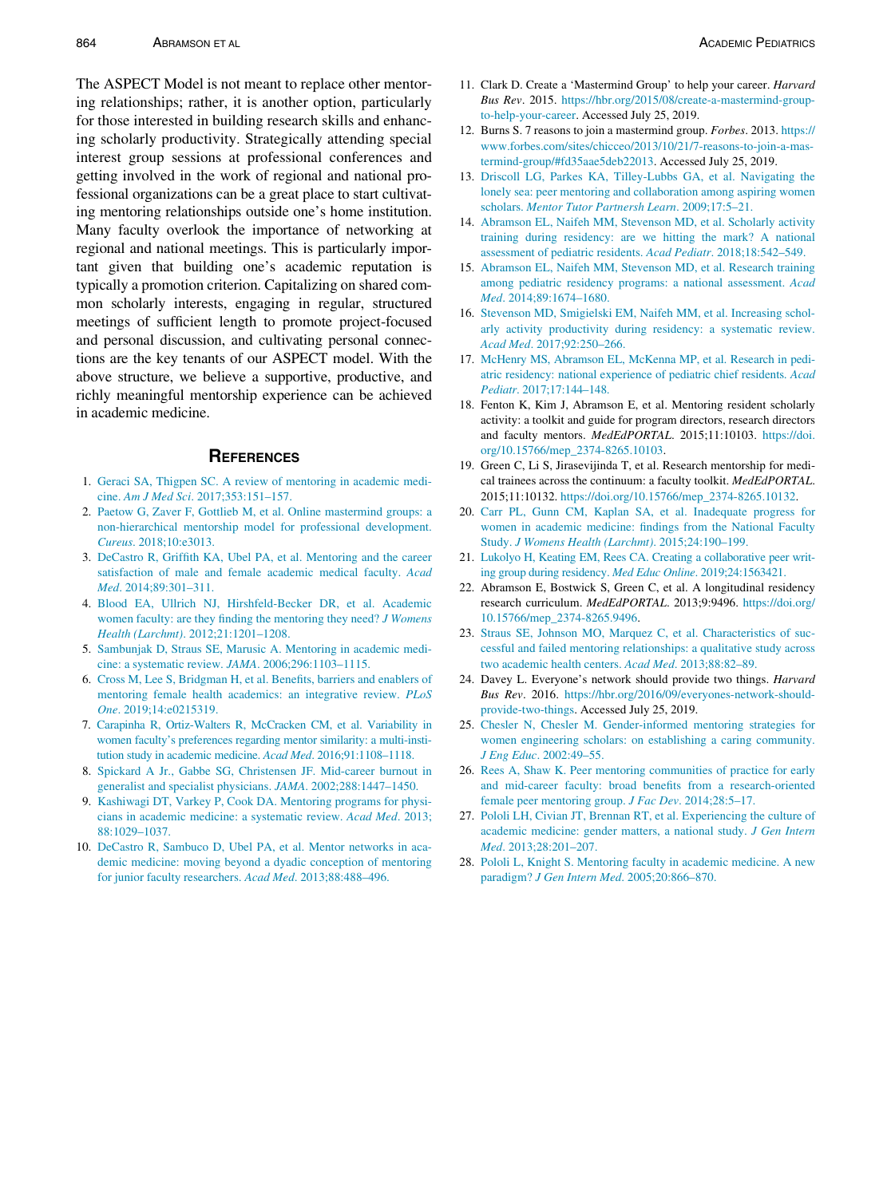The ASPECT Model is not meant to replace other mentoring relationships; rather, it is another option, particularly for those interested in building research skills and enhancing scholarly productivity. Strategically attending special interest group sessions at professional conferences and getting involved in the work of regional and national professional organizations can be a great place to start cultivating mentoring relationships outside one's home institution. Many faculty overlook the importance of networking at regional and national meetings. This is particularly important given that building one's academic reputation is typically a promotion criterion. Capitalizing on shared common scholarly interests, engaging in regular, structured meetings of sufficient length to promote project-focused and personal discussion, and cultivating personal connections are the key tenants of our ASPECT model. With the above structure, we believe a supportive, productive, and richly meaningful mentorship experience can be achieved in academic medicine.

## References

1. Geraci SA, Thigpen SC. A review of mentoring in academic medicine. *Am J Med Sci*. 2017;353:151–157.
2. Paetow G, Zaver F, Gottlieb M, et al. Online mastermind groups: a non-hierarchical mentorship model for professional development. *Cureus*. 2018;10:e3013.
3. DeCastro R, Griffith KA, Ubel PA, et al. Mentoring and the career satisfaction of male and female academic medical faculty. *Acad Med*. 2014;89:301–311.
4. Blood EA, Ullrich NJ, Hirshfeld-Becker DR, et al. Academic women faculty: are they finding the mentoring they need? *J Womens Health (Larchmt)*. 2012;21:1201–1208.
5. Sambunjak D, Straus SE, Marusic A. Mentoring in academic medicine: a systematic review. *JAMA*. 2006;296:1103–1115.
6. Cross M, Lee S, Bridgman H, et al. Benefits, barriers and enablers of mentoring female health academics: an integrative review. *PLoS One*. 2019;14:e0215319.
7. Carapinha R, Ortiz-Walters R, McCracken CM, et al. Variability in women faculty's preferences regarding mentor similarity: a multi-institution study in academic medicine. *Acad Med*. 2016;91:1108–1118.
8. Spickard A Jr., Gabbe SG, Christensen JF. Mid-career burnout in generalist and specialist physicians. *JAMA*. 2002;288:1447–1450.
9. Kashiwagi DT, Varkey P, Cook DA. Mentoring programs for physicians in academic medicine: a systematic review. *Acad Med*. 2013; 88:1029–1037.
10. DeCastro R, Sambuco D, Ubel PA, et al. Mentor networks in academic medicine: moving beyond a dyadic conception of mentoring for junior faculty researchers. *Acad Med*. 2013;88:488–496.
11. Clark D. Create a 'Mastermind Group' to help your career. *Harvard Bus Rev*. 2015. https://hbr.org/2015/08/create-a-mastermind-group-to-help-your-career. Accessed July 25, 2019.
12. Burns S. 7 reasons to join a mastermind group. *Forbes*. 2013. https://www.forbes.com/sites/chicceo/2013/10/21/7-reasons-to-join-a-mastermind-group/#fd35aae5deb22013. Accessed July 25, 2019.
13. Driscoll LG, Parkes KA, Tilley-Lubbs GA, et al. Navigating the lonely sea: peer mentoring and collaboration among aspiring women scholars. *Mentor Tutor Partnersh Learn*. 2009;17:5–21.
14. Abramson EL, Naifeh MM, Stevenson MD, et al. Scholarly activity training during residency: are we hitting the mark? A national assessment of pediatric residents. *Acad Pediatr*. 2018;18:542–549.
15. Abramson EL, Naifeh MM, Stevenson MD, et al. Research training among pediatric residency programs: a national assessment. *Acad Med*. 2014;89:1674–1680.
16. Stevenson MD, Smigielski EM, Naifeh MM, et al. Increasing scholarly activity productivity during residency: a systematic review. *Acad Med*. 2017;92:250–266.
17. McHenry MS, Abramson EL, McKenna MP, et al. Research in pediatric residency: national experience of pediatric chief residents. *Acad Pediatr*. 2017;17:144–148.
18. Fenton K, Kim J, Abramson E, et al. Mentoring resident scholarly activity: a toolkit and guide for program directors, research directors and faculty mentors. *MedEdPORTAL*. 2015;11:10103. https://doi.org/10.15766/mep_2374-8265.10103.
19. Green C, Li S, Jirasevijinda T, et al. Research mentorship for medical trainees across the continuum: a faculty toolkit. *MedEdPORTAL*. 2015;11:10132. https://doi.org/10.15766/mep_2374-8265.10132.
20. Carr PL, Gunn CM, Kaplan SA, et al. Inadequate progress for women in academic medicine: findings from the National Faculty Study. *J Womens Health (Larchmt)*. 2015;24:190–199.
21. Lukolyo H, Keating EM, Rees CA. Creating a collaborative peer writing group during residency. *Med Educ Online*. 2019;24:1563421.
22. Abramson E, Bostwick S, Green C, et al. A longitudinal residency research curriculum. *MedEdPORTAL*. 2013;9:9496. https://doi.org/10.15766/mep_2374-8265.9496.
23. Straus SE, Johnson MO, Marquez C, et al. Characteristics of successful and failed mentoring relationships: a qualitative study across two academic health centers. *Acad Med*. 2013;88:82–89.
24. Davey L. Everyone's network should provide two things. *Harvard Bus Rev*. 2016. https://hbr.org/2016/09/everyones-network-should-provide-two-things. Accessed July 25, 2019.
25. Chesler N, Chesler M. Gender-informed mentoring strategies for women engineering scholars: on establishing a caring community. *J Eng Educ*. 2002:49–55.
26. Rees A, Shaw K. Peer mentoring communities of practice for early and mid-career faculty: broad benefits from a research-oriented female peer mentoring group. *J Fac Dev*. 2014;28:5–17.
27. Pololi LH, Civian JT, Brennan RT, et al. Experiencing the culture of academic medicine: gender matters, a national study. *J Gen Intern Med*. 2013;28:201–207.
28. Pololi L, Knight S. Mentoring faculty in academic medicine. A new paradigm? *J Gen Intern Med*. 2005;20:866–870.